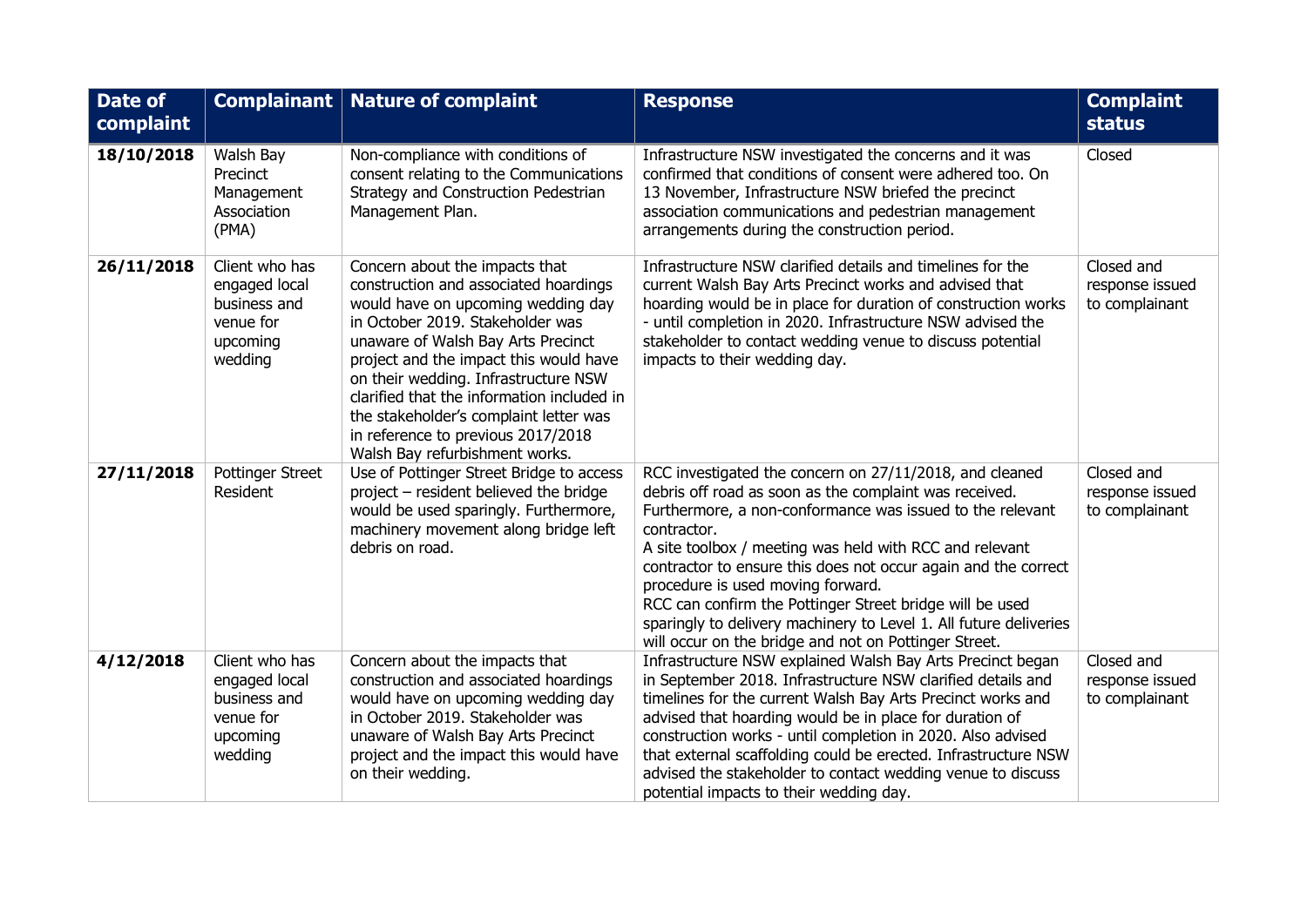| Date of complaint | Complainant | Nature of complaint | Response | Complaint status |
|---|---|---|---|---|
| **18/10/2018** | Walsh Bay Precinct Management Association (PMA) | Non-compliance with conditions of consent relating to the Communications Strategy and Construction Pedestrian Management Plan. | Infrastructure NSW investigated the concerns and it was confirmed that conditions of consent were adhered too. On 13 November, Infrastructure NSW briefed the precinct association communications and pedestrian management arrangements during the construction period. | Closed |
| **26/11/2018** | Client who has engaged local business and venue for upcoming wedding | Concern about the impacts that construction and associated hoardings would have on upcoming wedding day in October 2019. Stakeholder was unaware of Walsh Bay Arts Precinct project and the impact this would have on their wedding. Infrastructure NSW clarified that the information included in the stakeholder's complaint letter was in reference to previous 2017/2018 Walsh Bay refurbishment works. | Infrastructure NSW clarified details and timelines for the current Walsh Bay Arts Precinct works and advised that hoarding would be in place for duration of construction works - until completion in 2020. Infrastructure NSW advised the stakeholder to contact wedding venue to discuss potential impacts to their wedding day. | Closed and response issued to complainant |
| **27/11/2018** | Pottinger Street Resident | Use of Pottinger Street Bridge to access project – resident believed the bridge would be used sparingly. Furthermore, machinery movement along bridge left debris on road. | RCC investigated the concern on 27/11/2018, and cleaned debris off road as soon as the complaint was received. Furthermore, a non-conformance was issued to the relevant contractor.<br>A site toolbox / meeting was held with RCC and relevant contractor to ensure this does not occur again and the correct procedure is used moving forward.<br>RCC can confirm the Pottinger Street bridge will be used sparingly to delivery machinery to Level 1. All future deliveries will occur on the bridge and not on Pottinger Street. | Closed and response issued to complainant |
| **4/12/2018** | Client who has engaged local business and venue for upcoming wedding | Concern about the impacts that construction and associated hoardings would have on upcoming wedding day in October 2019. Stakeholder was unaware of Walsh Bay Arts Precinct project and the impact this would have on their wedding. | Infrastructure NSW explained Walsh Bay Arts Precinct began in September 2018. Infrastructure NSW clarified details and timelines for the current Walsh Bay Arts Precinct works and advised that hoarding would be in place for duration of construction works - until completion in 2020. Also advised that external scaffolding could be erected. Infrastructure NSW advised the stakeholder to contact wedding venue to discuss potential impacts to their wedding day. | Closed and response issued to complainant |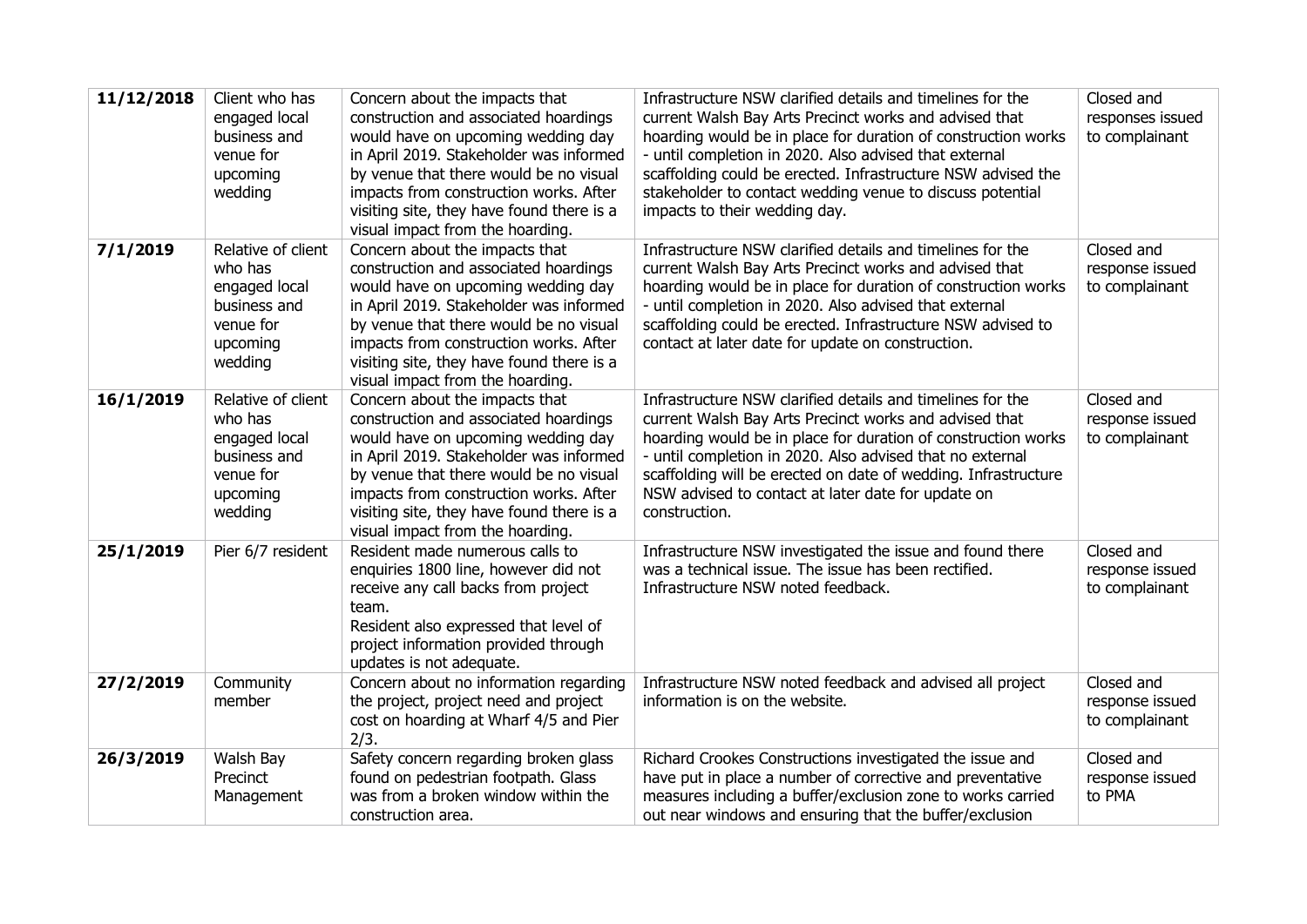| **11/12/2018** | Client who has engaged local business and venue for upcoming wedding | Concern about the impacts that construction and associated hordings would have on upcoming wedding day in April 2019. Stakeholder was informed by venue that there would be no visual impacts from construction works. After visiting site, they have found there is a visual impact from the hoarding. | Infrastructure NSW clarified details and timelines for the current Walsh Bay Arts Precinct works and advised that hoarding would be in place for duration of construction works - until completion in 2020. Also advised that external scaffolding could be erected. Infrastructure NSW advised the stakeholder to contact wedding venue to discuss potential impacts to their wedding day. | Closed and responses issued to complainant |
|---|---|---|---|---|
| **7/1/2019** | Relative of client who has engaged local business and venue for upcoming wedding | Concern about the impacts that construction and associated hordings would have on upcoming wedding day in April 2019. Stakeholder was informed by venue that there would be no visual impacts from construction works. After visiting site, they have found there is a visual impact from the hoarding. | Infrastructure NSW clarified details and timelines for the current Walsh Bay Arts Precinct works and advised that hoarding would be in place for duration of construction works - until completion in 2020. Also advised that external scaffolding could be erected. Infrastructure NSW advised to contact at later date for update on construction. | Closed and response issued to complainant |
| **16/1/2019** | Relative of client who has engaged local business and venue for upcoming wedding | Concern about the impacts that construction and associated hordings would have on upcoming wedding day in April 2019. Stakeholder was informed by venue that there would be no visual impacts from construction works. After visiting site, they have found there is a visual impact from the hoarding. | Infrastructure NSW clarified details and timelines for the current Walsh Bay Arts Precinct works and advised that hoarding would be in place for duration of construction works - until completion in 2020. Also advised that no external scaffolding will be erected on date of wedding. Infrastructure NSW advised to contact at later date for update on construction. | Closed and response issued to complainant |
| **25/1/2019** | Pier 6/7 resident | Resident made numerous calls to enquiries 1800 line, however did not receive any call backs from project team.<br>Resident also expressed that level of project information provided through updates is not adequate. | Infrastructure NSW investigated the issue and found there was a technical issue. The issue has been rectified. Infrastructure NSW noted feedback. | Closed and response issued to complainant |
| **27/2/2019** | Community member | Concern about no information regarding the project, project need and project cost on hoarding at Wharf 4/5 and Pier 2/3. | Infrastructure NSW noted feedback and advised all project information is on the website. | Closed and response issued to complainant |
| **26/3/2019** | Walsh Bay Precinct Management | Safety concern regarding broken glass found on pedestrian footpath. Glass was from a broken window within the construction area. | Richard Crookes Constructions investigated the issue and have put in place a number of corrective and preventative measures including a buffer/exclusion zone to works carried out near windows and ensuring that the buffer/exclusion | Closed and response issued to PMA |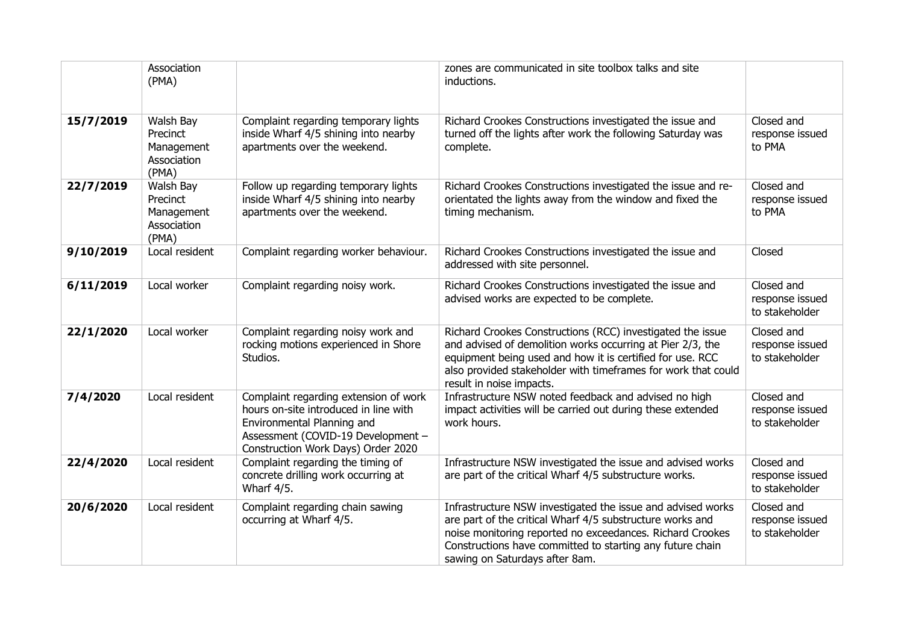| | Association (PMA) | | zones are communicated in site toolbox talks and site inductions. | |
|---|---|---|---|---|
| **15/7/2019** | Walsh Bay Precinct Management Association (PMA) | Complaint regarding temporary lights inside Wharf 4/5 shining into nearby apartments over the weekend. | Richard Crookes Constructions investigated the issue and turned off the lights after work the following Saturday was complete. | Closed and response issued to PMA |
| **22/7/2019** | Walsh Bay Precinct Management Association (PMA) | Follow up regarding temporary lights inside Wharf 4/5 shining into nearby apartments over the weekend. | Richard Crookes Constructions investigated the issue and re-orientated the lights away from the window and fixed the timing mechanism. | Closed and response issued to PMA |
| **9/10/2019** | Local resident | Complaint regarding worker behaviour. | Richard Crookes Constructions investigated the issue and addressed with site personnel. | Closed |
| **6/11/2019** | Local worker | Complaint regarding noisy work. | Richard Crookes Constructions investigated the issue and advised works are expected to be complete. | Closed and response issued to stakeholder |
| **22/1/2020** | Local worker | Complaint regarding noisy work and rocking motions experienced in Shore Studios. | Richard Crookes Constructions (RCC) investigated the issue and advised of demolition works occurring at Pier 2/3, the equipment being used and how it is certified for use. RCC also provided stakeholder with timeframes for work that could result in noise impacts. | Closed and response issued to stakeholder |
| **7/4/2020** | Local resident | Complaint regarding extension of work hours on-site introduced in line with Environmental Planning and Assessment (COVID-19 Development – Construction Work Days) Order 2020 | Infrastructure NSW noted feedback and advised no high impact activities will be carried out during these extended work hours. | Closed and response issued to stakeholder |
| **22/4/2020** | Local resident | Complaint regarding the timing of concrete drilling work occurring at Wharf 4/5. | Infrastructure NSW investigated the issue and advised works are part of the critical Wharf 4/5 substructure works. | Closed and response issued to stakeholder |
| **20/6/2020** | Local resident | Complaint regarding chain sawing occurring at Wharf 4/5. | Infrastructure NSW investigated the issue and advised works are part of the critical Wharf 4/5 substructure works and noise monitoring reported no exceedances. Richard Crookes Constructions have committed to starting any future chain sawing on Saturdays after 8am. | Closed and response issued to stakeholder |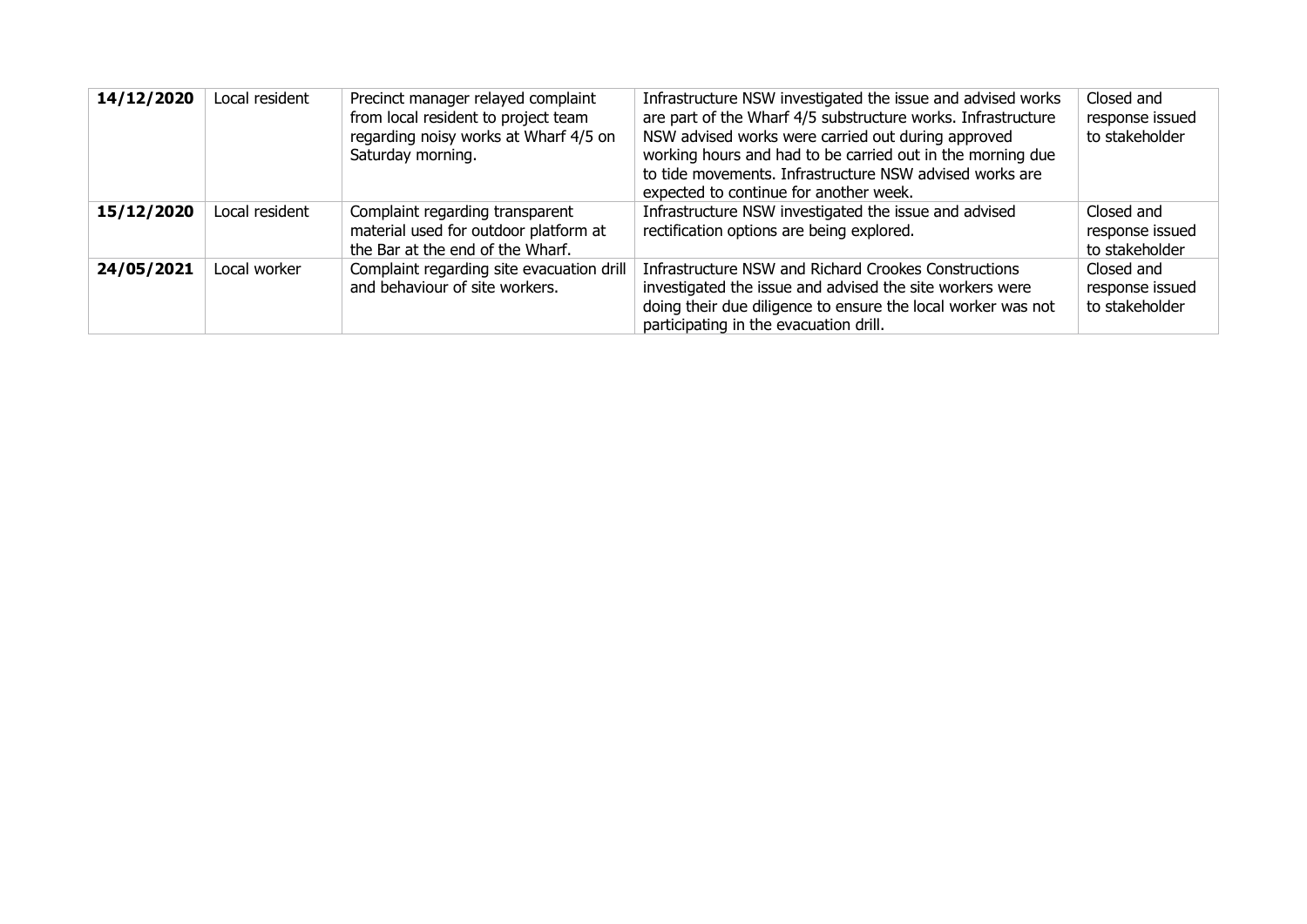| | | | | |
|---|---|---|---|---|
| **14/12/2020** | Local resident | Precinct manager relayed complaint from local resident to project team regarding noisy works at Wharf 4/5 on Saturday morning. | Infrastructure NSW investigated the issue and advised works are part of the Wharf 4/5 substructure works. Infrastructure NSW advised works were carried out during approved working hours and had to be carried out in the morning due to tide movements. Infrastructure NSW advised works are expected to continue for another week. | Closed and response issued to stakeholder |
| **15/12/2020** | Local resident | Complaint regarding transparent material used for outdoor platform at the Bar at the end of the Wharf. | Infrastructure NSW investigated the issue and advised rectification options are being explored. | Closed and response issued to stakeholder |
| **24/05/2021** | Local worker | Complaint regarding site evacuation drill and behaviour of site workers. | Infrastructure NSW and Richard Crookes Constructions investigated the issue and advised the site workers were doing their due diligence to ensure the local worker was not participating in the evacuation drill. | Closed and response issued to stakeholder |